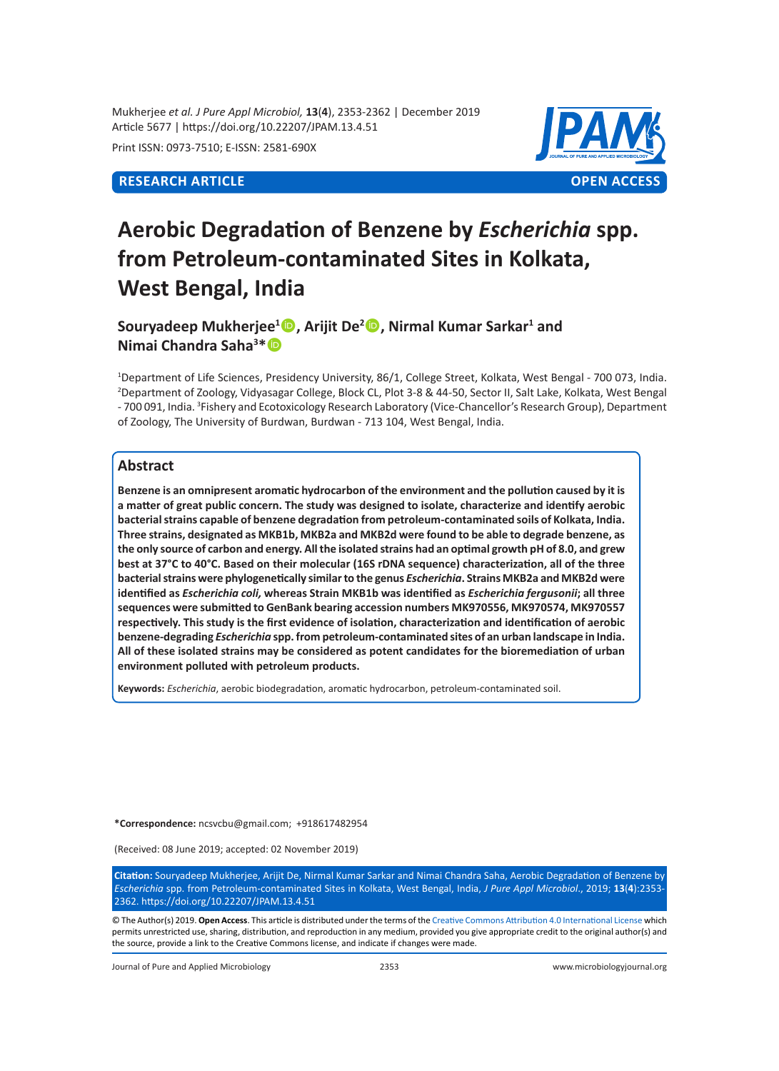**RESEARCH ARTICLE** **OPEN ACCESS**

# Aerobic Degradation of Benzene by *Escherichia* spp. from Petroleum-contaminated Sites in Kolkata, West Bengal, India

**Souryadeep Mukherjee[1], Arijit De[2], Nirmal Kumar Sarkar[1] and Nimai Chandra Saha[3]***

[1]Department of Life Sciences, Presidency University, 86/1, College Street, Kolkata, West Bengal - 700 073, India. [2]Department of Zoology, Vidyasagar College, Block CL, Plot 3-8 & 44-50, Sector II, Salt Lake, Kolkata, West Bengal - 700 091, India. [3]Fishery and Ecotoxicology Research Laboratory (Vice-Chancellor's Research Group), Department of Zoology, The University of Burdwan, Burdwan - 713 104, West Bengal, India.

## Abstract

**Benzene is an omnipresent aromatic hydrocarbon of the environment and the pollution caused by it is a matter of great public concern. The study was designed to isolate, characterize and identify aerobic bacterial strains capable of benzene degradation from petroleum-contaminated soils of Kolkata, India. Three strains, designated as MKB1b, MKB2a and MKB2d were found to be able to degrade benzene, as the only source of carbon and energy. All the isolated strains had an optimal growth pH of 8.0, and grew best at 37°C to 40°C. Based on their molecular (16S rDNA sequence) characterization, all of the three bacterial strains were phylogenetically similar to the genus *Escherichia*. Strains MKB2a and MKB2d were identified as *Escherichia coli,* whereas Strain MKB1b was identified as *Escherichia fergusonii*; all three sequences were submitted to GenBank bearing accession numbers MK970556, MK970574, MK970557 respectively. This study is the first evidence of isolation, characterization and identification of aerobic benzene-degrading *Escherichia* spp. from petroleum-contaminated sites of an urban landscape in India. All of these isolated strains may be considered as potent candidates for the bioremediation of urban environment polluted with petroleum products.**

**Keywords:** *Escherichia*, aerobic biodegradation, aromatic hydrocarbon, petroleum-contaminated soil.

***Correspondence:** ncsvcbu@gmail.com; +918617482954

(Received: 08 June 2019; accepted: 02 November 2019)

**Citation:** Souryadeep Mukherjee, Arijit De, Nirmal Kumar Sarkar and Nimai Chandra Saha, Aerobic Degradation of Benzene by *Escherichia* spp. from Petroleum-contaminated Sites in Kolkata, West Bengal, India, *J Pure Appl Microbiol*., 2019; **13**(**4**):2353-2362. https://doi.org/10.22207/JPAM.13.4.51

© The Author(s) 2019. **Open Access**. This article is distributed under the terms of the Creative Commons Attribution 4.0 International License which permits unrestricted use, sharing, distribution, and reproduction in any medium, provided you give appropriate credit to the original author(s) and the source, provide a link to the Creative Commons license, and indicate if changes were made.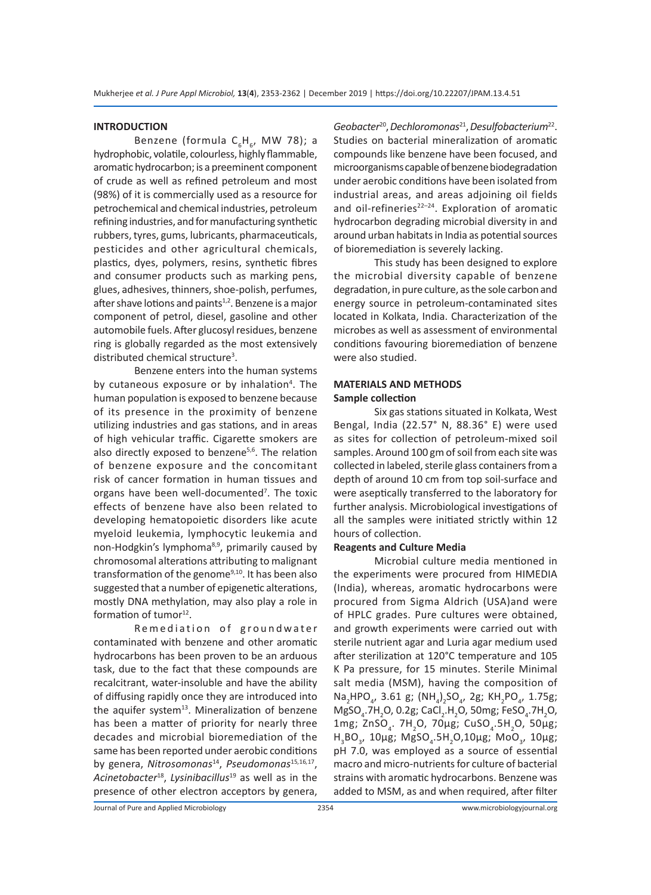## INTRODUCTION

Benzene (formula $C_6H_6$, MW 78); a hydrophobic, volatile, colourless, highly flammable, aromatic hydrocarbon; is a preeminent component of crude as well as refined petroleum and most (98%) of it is commercially used as a resource for petrochemical and chemical industries, petroleum refining industries, and for manufacturing synthetic rubbers, tyres, gums, lubricants, pharmaceuticals, pesticides and other agricultural chemicals, plastics, dyes, polymers, resins, synthetic fibres and consumer products such as marking pens, glues, adhesives, thinners, shoe-polish, perfumes, after shave lotions and paints[1,2]. Benzene is a major component of petrol, diesel, gasoline and other automobile fuels. After glucosyl residues, benzene ring is globally regarded as the most extensively distributed chemical structure[3].

Benzene enters into the human systems by cutaneous exposure or by inhalation[4]. The human population is exposed to benzene because of its presence in the proximity of benzene utilizing industries and gas stations, and in areas of high vehicular traffic. Cigarette smokers are also directly exposed to benzene[5,6]. The relation of benzene exposure and the concomitant risk of cancer formation in human tissues and organs have been well-documented[7]. The toxic effects of benzene have also been related to developing hematopoietic disorders like acute myeloid leukemia, lymphocytic leukemia and non-Hodgkin's lymphoma[8,9], primarily caused by chromosomal alterations attributing to malignant transformation of the genome[9,10]. It has been also suggested that a number of epigenetic alterations, mostly DNA methylation, may also play a role in formation of tumor[12].

Remediation of groundwater contaminated with benzene and other aromatic hydrocarbons has been proven to be an arduous task, due to the fact that these compounds are recalcitrant, water-insoluble and have the ability of diffusing rapidly once they are introduced into the aquifer system[13]. Mineralization of benzene has been a matter of priority for nearly three decades and microbial bioremediation of the same has been reported under aerobic conditions by genera, *Nitrosomonas*[14], *Pseudomonas*[15,16,17], *Acinetobacter*[18], *Lysinibacillus*[19] as well as in the presence of other electron acceptors by genera, *Geobacter*[20], *Dechloromonas*[21], *Desulfobacterium*[22]. Studies on bacterial mineralization of aromatic compounds like benzene have been focused, and microorganisms capable of benzene biodegradation under aerobic conditions have been isolated from industrial areas, and areas adjoining oil fields and oil-refineries[22–24]. Exploration of aromatic hydrocarbon degrading microbial diversity in and around urban habitats in India as potential sources of bioremediation is severely lacking.

This study has been designed to explore the microbial diversity capable of benzene degradation, in pure culture, as the sole carbon and energy source in petroleum-contaminated sites located in Kolkata, India. Characterization of the microbes as well as assessment of environmental conditions favouring bioremediation of benzene were also studied.

## MATERIALS AND METHODS

### Sample collection

Six gas stations situated in Kolkata, West Bengal, India (22.57° N, 88.36° E) were used as sites for collection of petroleum-mixed soil samples. Around 100 gm of soil from each site was collected in labeled, sterile glass containers from a depth of around 10 cm from top soil-surface and were aseptically transferred to the laboratory for further analysis. Microbiological investigations of all the samples were initiated strictly within 12 hours of collection.

### Reagents and Culture Media

Microbial culture media mentioned in the experiments were procured from HIMEDIA (India), whereas, aromatic hydrocarbons were procured from Sigma Aldrich (USA)and were of HPLC grades. Pure cultures were obtained, and growth experiments were carried out with sterile nutrient agar and Luria agar medium used after sterilization at 120°C temperature and 105 K Pa pressure, for 15 minutes. Sterile Minimal salt media (MSM), having the composition of $Na_2HPO_4$, 3.61 g; $(NH_4)_2SO_4$, 2g; $KH_2PO_4$, 1.75g; $MgSO_4.7H_2O$, 0.2g; $CaCl_2.H_2O$, 50mg; $FeSO_4.7H_2O$, 1mg; $ZnSO_4$. $7H_2O$, 70µg; $CuSO_4.5H_2O$, 50µg; $H_3BO_3$, 10µg; $MgSO_4.5H_2O$,10µg; $MoO_3$, 10µg; pH 7.0, was employed as a source of essential macro and micro-nutrients for culture of bacterial strains with aromatic hydrocarbons. Benzene was added to MSM, as and when required, after filter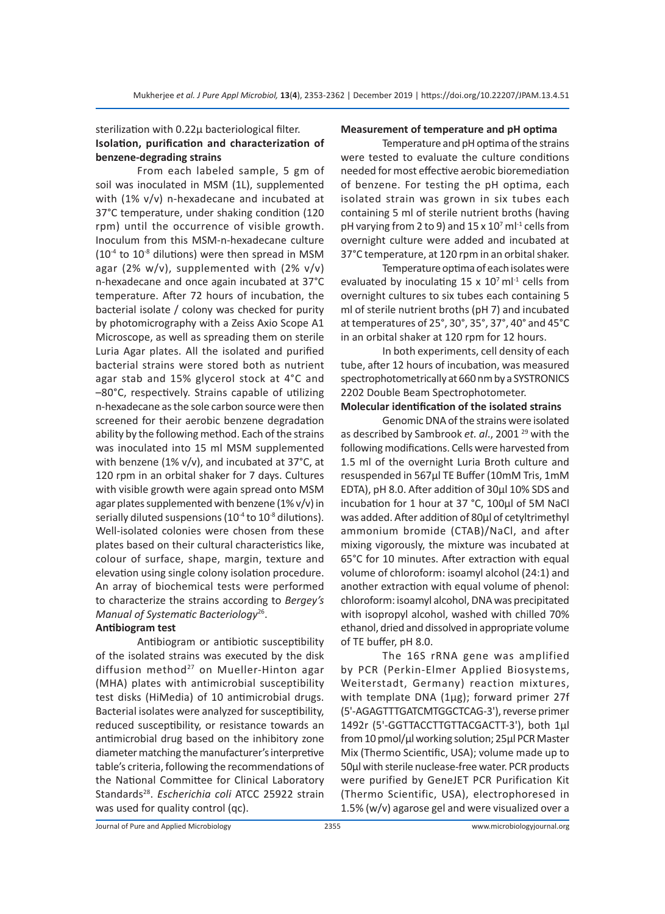sterilization with 0.22µ bacteriological filter.

**Isolation, purification and characterization of benzene-degrading strains**

From each labeled sample, 5 gm of soil was inoculated in MSM (1L), supplemented with (1% v/v) n-hexadecane and incubated at 37°C temperature, under shaking condition (120 rpm) until the occurrence of visible growth. Inoculum from this MSM-n-hexadecane culture ($10^{-4}$ to $10^{-8}$ dilutions) were then spread in MSM agar (2% w/v), supplemented with (2% v/v) n-hexadecane and once again incubated at 37°C temperature. After 72 hours of incubation, the bacterial isolate / colony was checked for purity by photomicrography with a Zeiss Axio Scope A1 Microscope, as well as spreading them on sterile Luria Agar plates. All the isolated and purified bacterial strains were stored both as nutrient agar stab and 15% glycerol stock at 4°C and –80°C, respectively. Strains capable of utilizing n-hexadecane as the sole carbon source were then screened for their aerobic benzene degradation ability by the following method. Each of the strains was inoculated into 15 ml MSM supplemented with benzene (1% v/v), and incubated at 37°C, at 120 rpm in an orbital shaker for 7 days. Cultures with visible growth were again spread onto MSM agar plates supplemented with benzene (1% v/v) in serially diluted suspensions ($10^{-4}$ to $10^{-8}$ dilutions). Well-isolated colonies were chosen from these plates based on their cultural characteristics like, colour of surface, shape, margin, texture and elevation using single colony isolation procedure. An array of biochemical tests were performed to characterize the strains according to *Bergey's Manual of Systematic Bacteriology*[26].

**Antibiogram test**

Antibiogram or antibiotic susceptibility of the isolated strains was executed by the disk diffusion method[27] on Mueller-Hinton agar (MHA) plates with antimicrobial susceptibility test disks (HiMedia) of 10 antimicrobial drugs. Bacterial isolates were analyzed for susceptibility, reduced susceptibility, or resistance towards an antimicrobial drug based on the inhibitory zone diameter matching the manufacturer's interpretive table's criteria, following the recommendations of the National Committee for Clinical Laboratory Standards[28]. *Escherichia coli* ATCC 25922 strain was used for quality control (qc).

**Measurement of temperature and pH optima**

Temperature and pH optima of the strains were tested to evaluate the culture conditions needed for most effective aerobic bioremediation of benzene. For testing the pH optima, each isolated strain was grown in six tubes each containing 5 ml of sterile nutrient broths (having pH varying from 2 to 9) and $15 \times 10^{7}$ ml$^{-1}$ cells from overnight culture were added and incubated at 37°C temperature, at 120 rpm in an orbital shaker.

Temperature optima of each isolates were evaluated by inoculating $15 \times 10^{7}$ ml$^{-1}$ cells from overnight cultures to six tubes each containing 5 ml of sterile nutrient broths (pH 7) and incubated at temperatures of 25°, 30°, 35°, 37°, 40° and 45°C in an orbital shaker at 120 rpm for 12 hours.

In both experiments, cell density of each tube, after 12 hours of incubation, was measured spectrophotometrically at 660 nm by a SYSTRONICS 2202 Double Beam Spectrophotometer.

**Molecular identification of the isolated strains**

Genomic DNA of the strains were isolated as described by Sambrook *et. al.*, 2001 [29] with the following modifications. Cells were harvested from 1.5 ml of the overnight Luria Broth culture and resuspended in 567µl TE Buffer (10mM Tris, 1mM EDTA), pH 8.0. After addition of 30µl 10% SDS and incubation for 1 hour at 37 °C, 100µl of 5M NaCl was added. After addition of 80µl of cetyltrimethyl ammonium bromide (CTAB)/NaCl, and after mixing vigorously, the mixture was incubated at 65°C for 10 minutes. After extraction with equal volume of chloroform: isoamyl alcohol (24:1) and another extraction with equal volume of phenol: chloroform: isoamyl alcohol, DNA was precipitated with isopropyl alcohol, washed with chilled 70% ethanol, dried and dissolved in appropriate volume of TE buffer, pH 8.0.

The 16S rRNA gene was amplified by PCR (Perkin-Elmer Applied Biosystems, Weiterstadt, Germany) reaction mixtures, with template DNA (1µg); forward primer 27f (5'-AGAGTTTGATCMTGGCTCAG-3'), reverse primer 1492r (5'-GGTTACCTTGTTACGACTT-3'), both 1µl from 10 pmol/µl working solution; 25µl PCR Master Mix (Thermo Scientific, USA); volume made up to 50µl with sterile nuclease-free water. PCR products were purified by GeneJET PCR Purification Kit (Thermo Scientific, USA), electrophoresed in 1.5% (w/v) agarose gel and were visualized over a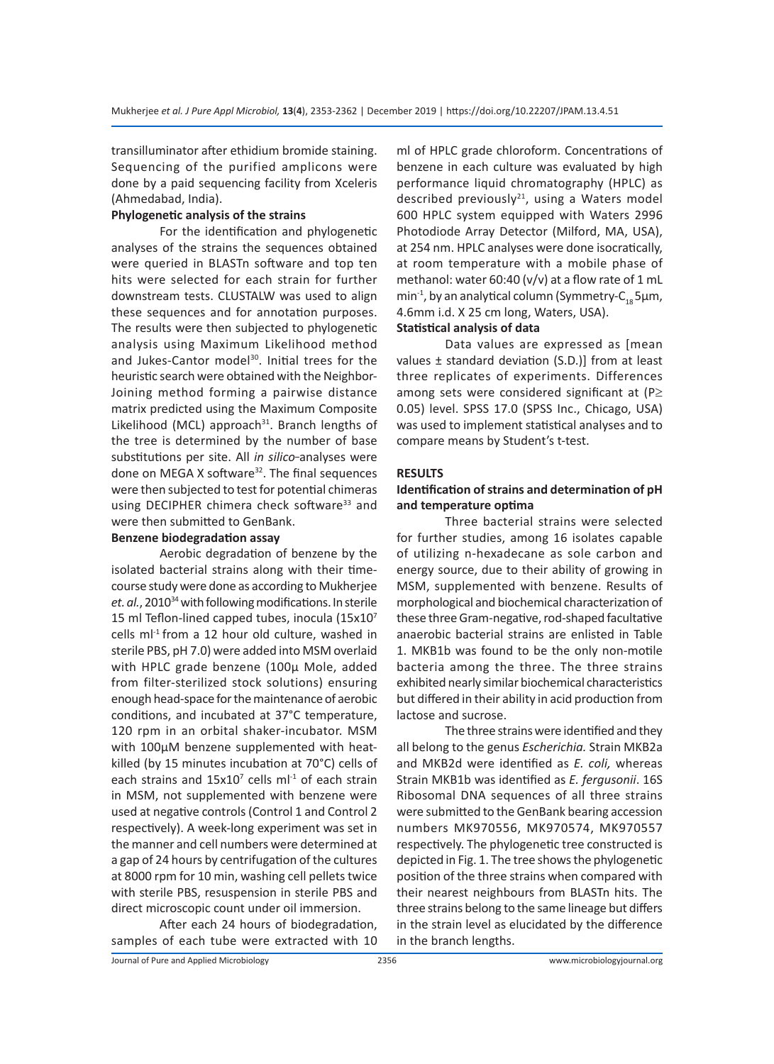transilluminator after ethidium bromide staining. Sequencing of the purified amplicons were done by a paid sequencing facility from Xceleris (Ahmedabad, India).

**Phylogenetic analysis of the strains**

For the identification and phylogenetic analyses of the strains the sequences obtained were queried in BLASTn software and top ten hits were selected for each strain for further downstream tests. CLUSTALW was used to align these sequences and for annotation purposes. The results were then subjected to phylogenetic analysis using Maximum Likelihood method and Jukes-Cantor model[30]. Initial trees for the heuristic search were obtained with the Neighbor-Joining method forming a pairwise distance matrix predicted using the Maximum Composite Likelihood (MCL) approach[31]. Branch lengths of the tree is determined by the number of base substitutions per site. All *in silico*-analyses were done on MEGA X software[32]. The final sequences were then subjected to test for potential chimeras using DECIPHER chimera check software[33] and were then submitted to GenBank.

**Benzene biodegradation assay**

Aerobic degradation of benzene by the isolated bacterial strains along with their time-course study were done as according to Mukherjee *et. al.*, 2010[34] with following modifications. In sterile 15 ml Teflon-lined capped tubes, inocula ($15 \times 10^7$ cells $ml^{-1}$ from a 12 hour old culture, washed in sterile PBS, pH 7.0) were added into MSM overlaid with HPLC grade benzene (100µ Mole, added from filter-sterilized stock solutions) ensuring enough head-space for the maintenance of aerobic conditions, and incubated at 37°C temperature, 120 rpm in an orbital shaker-incubator. MSM with 100µM benzene supplemented with heat-killed (by 15 minutes incubation at 70°C) cells of each strains and $15 \times 10^7$ cells $ml^{-1}$ of each strain in MSM, not supplemented with benzene were used at negative controls (Control 1 and Control 2 respectively). A week-long experiment was set in the manner and cell numbers were determined at a gap of 24 hours by centrifugation of the cultures at 8000 rpm for 10 min, washing cell pellets twice with sterile PBS, resuspension in sterile PBS and direct microscopic count under oil immersion.

After each 24 hours of biodegradation, samples of each tube were extracted with 10 ml of HPLC grade chloroform. Concentrations of benzene in each culture was evaluated by high performance liquid chromatography (HPLC) as described previously[21], using a Waters model 600 HPLC system equipped with Waters 2996 Photodiode Array Detector (Milford, MA, USA), at 254 nm. HPLC analyses were done isocratically, at room temperature with a mobile phase of methanol: water 60:40 (v/v) at a flow rate of 1 mL $min^{-1}$, by an analytical column (Symmetry-$C_{18}$ 5µm, 4.6mm i.d. X 25 cm long, Waters, USA).

**Statistical analysis of data**

Data values are expressed as [mean values ± standard deviation (S.D.)] from at least three replicates of experiments. Differences among sets were considered significant at ($P \geq 0.05$) level. SPSS 17.0 (SPSS Inc., Chicago, USA) was used to implement statistical analyses and to compare means by Student's t-test.

## RESULTS

### Identification of strains and determination of pH and temperature optima

Three bacterial strains were selected for further studies, among 16 isolates capable of utilizing n-hexadecane as sole carbon and energy source, due to their ability of growing in MSM, supplemented with benzene. Results of morphological and biochemical characterization of these three Gram-negative, rod-shaped facultative anaerobic bacterial strains are enlisted in Table 1. MKB1b was found to be the only non-motile bacteria among the three. The three strains exhibited nearly similar biochemical characteristics but differed in their ability in acid production from lactose and sucrose.

The three strains were identified and they all belong to the genus *Escherichia.* Strain MKB2a and MKB2d were identified as *E. coli,* whereas Strain MKB1b was identified as *E. fergusonii*. 16S Ribosomal DNA sequences of all three strains were submitted to the GenBank bearing accession numbers MK970556, MK970574, MK970557 respectively. The phylogenetic tree constructed is depicted in Fig. 1. The tree shows the phylogenetic position of the three strains when compared with their nearest neighbours from BLASTn hits. The three strains belong to the same lineage but differs in the strain level as elucidated by the difference in the branch lengths.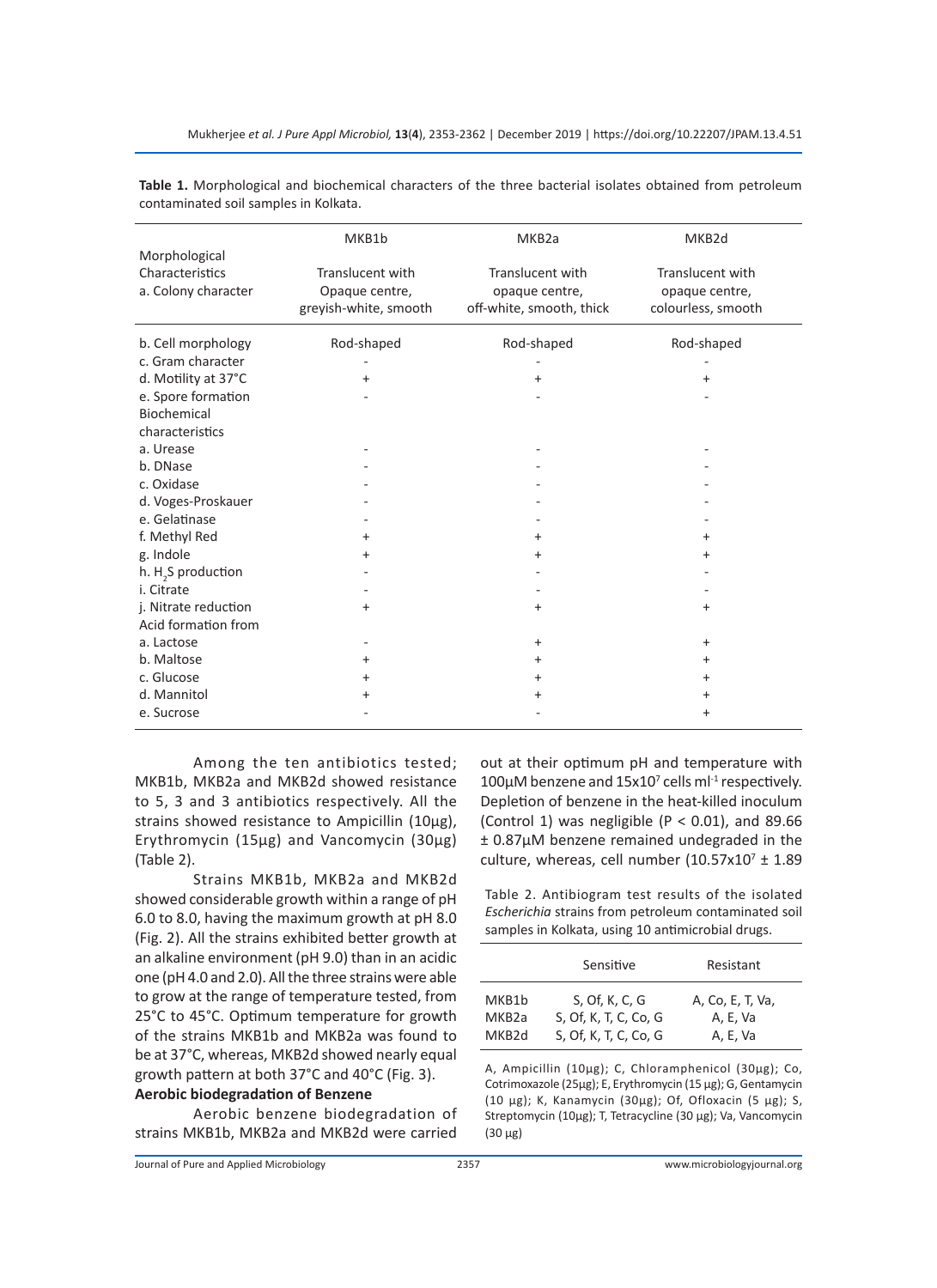**Table 1.** Morphological and biochemical characters of the three bacterial isolates obtained from petroleum contaminated soil samples in Kolkata.

| | MKB1b | MKB2a | MKB2d |
|---|---|---|---|
| Morphological Characteristics | | | |
| a. Colony character | Translucent with Opaque centre, greyish-white, smooth | Translucent with opaque centre, off-white, smooth, thick | Translucent with opaque centre, colourless, smooth |
| b. Cell morphology | Rod-shaped | Rod-shaped | Rod-shaped |
| c. Gram character | - | - | - |
| d. Motility at 37°C | + | + | + |
| e. Spore formation | - | - | - |
| Biochemical characteristics | | | |
| a. Urease | - | - | - |
| b. DNase | - | - | - |
| c. Oxidase | - | - | - |
| d. Voges-Proskauer | - | - | - |
| e. Gelatinase | - | - | - |
| f. Methyl Red | + | + | + |
| g. Indole | + | + | + |
| h. $H_2S$ production | - | - | - |
| i. Citrate | - | - | - |
| j. Nitrate reduction | + | + | + |
| Acid formation from | | | |
| a. Lactose | - | + | + |
| b. Maltose | + | + | + |
| c. Glucose | + | + | + |
| d. Mannitol | + | + | + |
| e. Sucrose | - | - | + |

Among the ten antibiotics tested; MKB1b, MKB2a and MKB2d showed resistance to 5, 3 and 3 antibiotics respectively. All the strains showed resistance to Ampicillin (10µg), Erythromycin (15µg) and Vancomycin (30µg) (Table 2).

Strains MKB1b, MKB2a and MKB2d showed considerable growth within a range of pH 6.0 to 8.0, having the maximum growth at pH 8.0 (Fig. 2). All the strains exhibited better growth at an alkaline environment (pH 9.0) than in an acidic one (pH 4.0 and 2.0). All the three strains were able to grow at the range of temperature tested, from 25°C to 45°C. Optimum temperature for growth of the strains MKB1b and MKB2a was found to be at 37°C, whereas, MKB2d showed nearly equal growth pattern at both 37°C and 40°C (Fig. 3).

**Aerobic biodegradation of Benzene**

Aerobic benzene biodegradation of strains MKB1b, MKB2a and MKB2d were carried out at their optimum pH and temperature with 100µM benzene and $15 \times 10^7$ cells ml$^{-1}$ respectively. Depletion of benzene in the heat-killed inoculum (Control 1) was negligible ($P < 0.01$), and 89.66 ± 0.87µM benzene remained undegraded in the culture, whereas, cell number ($10.57 \times 10^7 \pm 1.89$

Table 2. Antibiogram test results of the isolated *Escherichia* strains from petroleum contaminated soil samples in Kolkata, using 10 antimicrobial drugs.

| | Sensitive | Resistant |
|---|---|---|
| MKB1b | S, Of, K, C, G | A, Co, E, T, Va, |
| MKB2a | S, Of, K, T, C, Co, G | A, E, Va |
| MKB2d | S, Of, K, T, C, Co, G | A, E, Va |

A, Ampicillin (10µg); C, Chloramphenicol (30µg); Co, Cotrimoxazole (25µg); E, Erythromycin (15 µg); G, Gentamycin (10 µg); K, Kanamycin (30µg); Of, Ofloxacin (5 µg); S, Streptomycin (10µg); T, Tetracycline (30 µg); Va, Vancomycin (30 µg)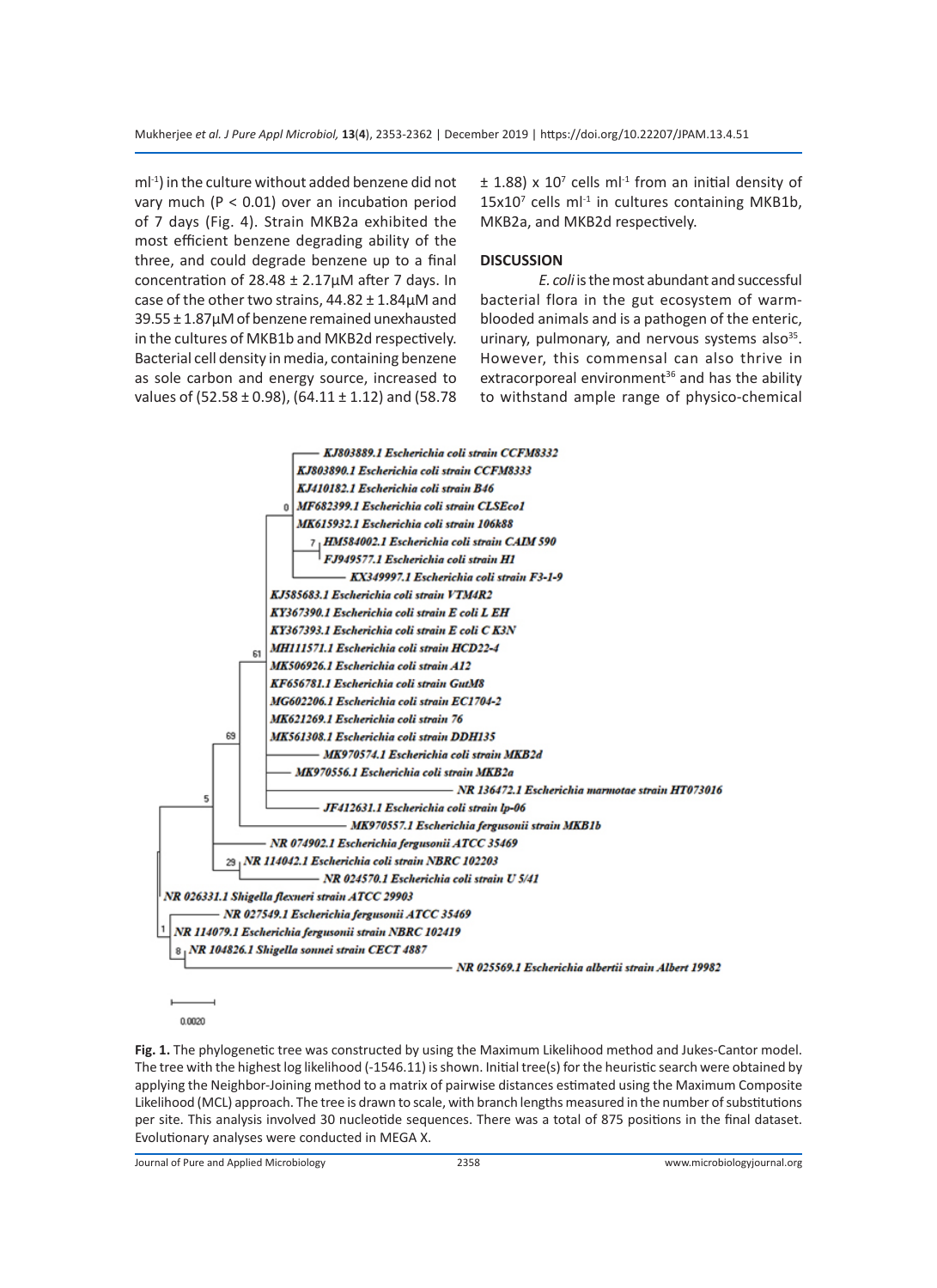ml$^{-1}$) in the culture without added benzene did not vary much ($P < 0.01$) over an incubation period of 7 days (Fig. 4). Strain MKB2a exhibited the most efficient benzene degrading ability of the three, and could degrade benzene up to a final concentration of 28.48 ± 2.17µM after 7 days. In case of the other two strains, 44.82 ± 1.84µM and 39.55 ± 1.87µM of benzene remained unexhausted in the cultures of MKB1b and MKB2d respectively. Bacterial cell density in media, containing benzene as sole carbon and energy source, increased to values of (52.58 ± 0.98), (64.11 ± 1.12) and (58.78 ± 1.88) x $10^7$ cells ml$^{-1}$ from an initial density of 15x$10^7$ cells ml$^{-1}$ in cultures containing MKB1b, MKB2a, and MKB2d respectively.

## DISCUSSION

*E. coli* is the most abundant and successful bacterial flora in the gut ecosystem of warm-blooded animals and is a pathogen of the enteric, urinary, pulmonary, and nervous systems also[35]. However, this commensal can also thrive in extracorporeal environment[36] and has the ability to withstand ample range of physico-chemical

**Fig. 1.** The phylogenetic tree was constructed by using the Maximum Likelihood method and Jukes-Cantor model. The tree with the highest log likelihood (-1546.11) is shown. Initial tree(s) for the heuristic search were obtained by applying the Neighbor-Joining method to a matrix of pairwise distances estimated using the Maximum Composite Likelihood (MCL) approach. The tree is drawn to scale, with branch lengths measured in the number of substitutions per site. This analysis involved 30 nucleotide sequences. There was a total of 875 positions in the final dataset. Evolutionary analyses were conducted in MEGA X.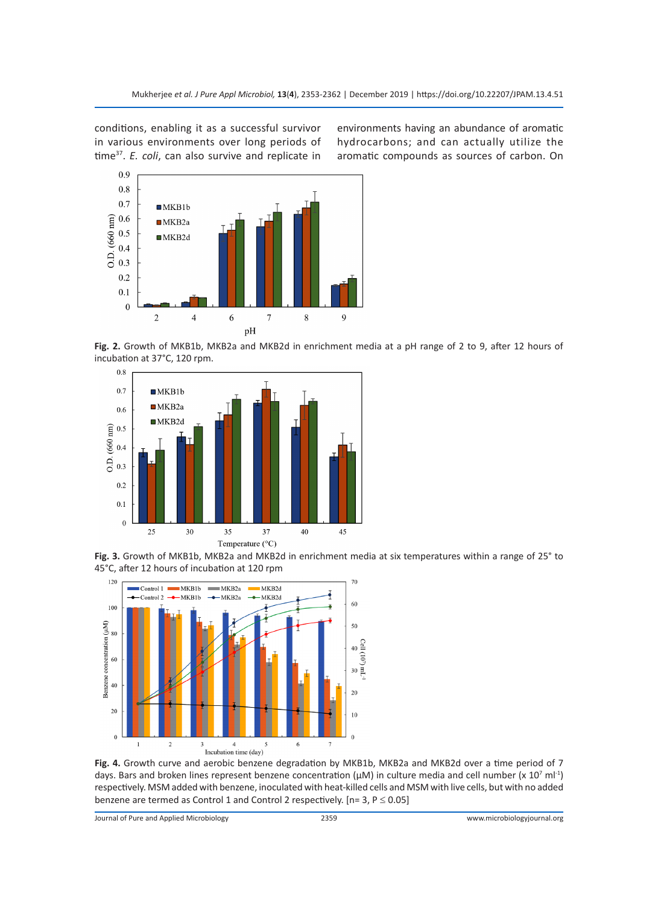conditions, enabling it as a successful survivor in various environments over long periods of time[37]. *E. coli*, can also survive and replicate in environments having an abundance of aromatic hydrocarbons; and can actually utilize the aromatic compounds as sources of carbon. On

**Fig. 2.** Growth of MKB1b, MKB2a and MKB2d in enrichment media at a pH range of 2 to 9, after 12 hours of incubation at 37°C, 120 rpm.

**Fig. 3.** Growth of MKB1b, MKB2a and MKB2d in enrichment media at six temperatures within a range of 25° to 45°C, after 12 hours of incubation at 120 rpm

**Fig. 4.** Growth curve and aerobic benzene degradation by MKB1b, MKB2a and MKB2d over a time period of 7 days. Bars and broken lines represent benzene concentration (µM) in culture media and cell number (x $10^7$ $ml^{-1}$) respectively. MSM added with benzene, inoculated with heat-killed cells and MSM with live cells, but with no added benzene are termed as Control 1 and Control 2 respectively. [n= 3, P ≤ 0.05]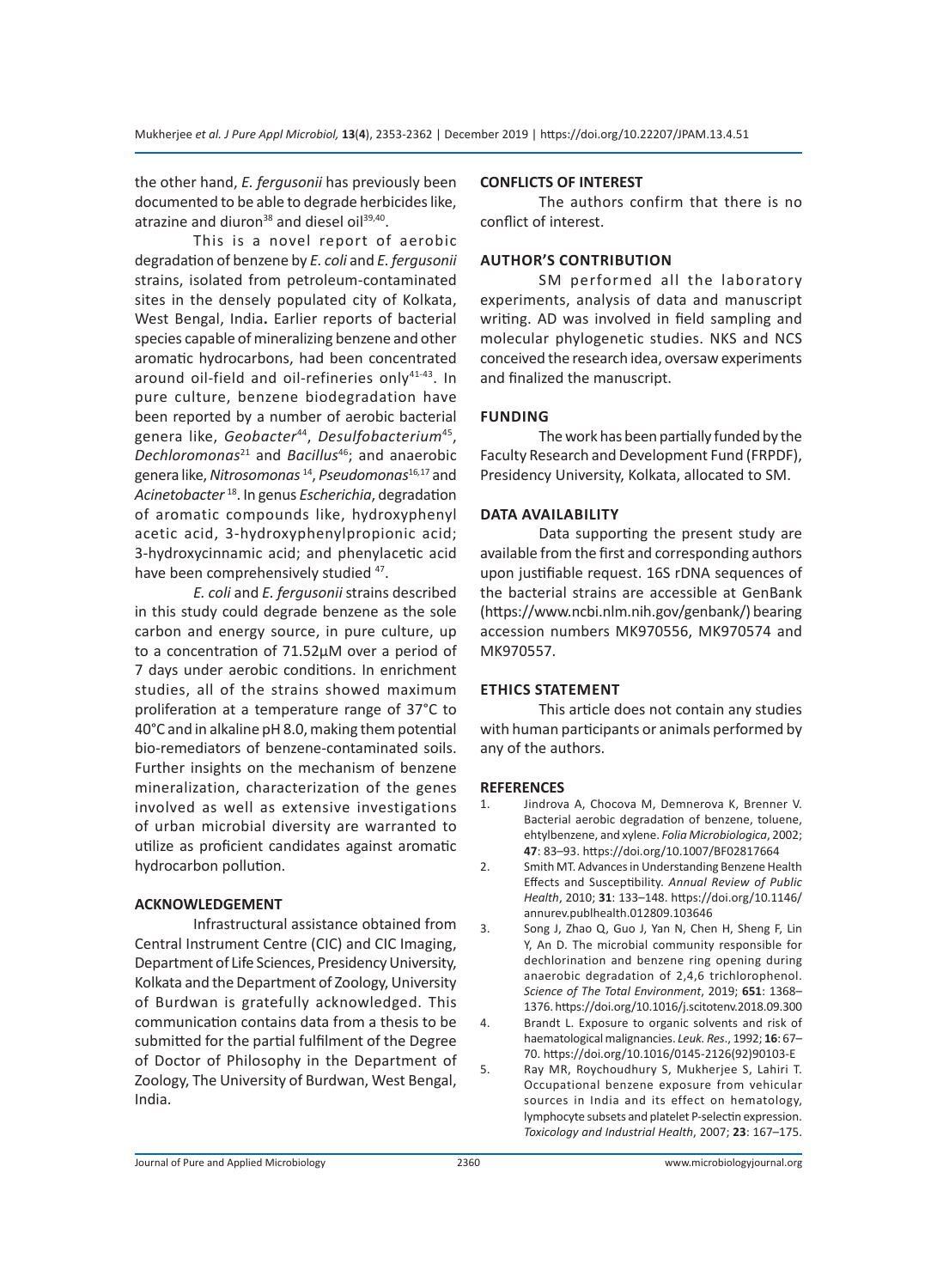the other hand, *E. fergusonii* has previously been documented to be able to degrade herbicides like, atrazine and diuron[38] and diesel oil[39,40].

This is a novel report of aerobic degradation of benzene by *E. coli* and *E. fergusonii* strains, isolated from petroleum-contaminated sites in the densely populated city of Kolkata, West Bengal, India**.** Earlier reports of bacterial species capable of mineralizing benzene and other aromatic hydrocarbons, had been concentrated around oil-field and oil-refineries only[41-43]. In pure culture, benzene biodegradation have been reported by a number of aerobic bacterial genera like, *Geobacter*[44], *Desulfobacterium*[45], *Dechloromonas*[21] and *Bacillus*[46]; and anaerobic genera like, *Nitrosomonas*[14], *Pseudomonas*[16,17] and *Acinetobacter*[18]. In genus *Escherichia*, degradation of aromatic compounds like, hydroxyphenyl acetic acid, 3-hydroxyphenylpropionic acid; 3-hydroxycinnamic acid; and phenylacetic acid have been comprehensively studied [47].

*E. coli* and *E. fergusonii* strains described in this study could degrade benzene as the sole carbon and energy source, in pure culture, up to a concentration of 71.52µM over a period of 7 days under aerobic conditions. In enrichment studies, all of the strains showed maximum proliferation at a temperature range of 37°C to 40°C and in alkaline pH 8.0, making them potential bio-remediators of benzene-contaminated soils. Further insights on the mechanism of benzene mineralization, characterization of the genes involved as well as extensive investigations of urban microbial diversity are warranted to utilize as proficient candidates against aromatic hydrocarbon pollution.

## ACKNOWLEDGEMENT

Infrastructural assistance obtained from Central Instrument Centre (CIC) and CIC Imaging, Department of Life Sciences, Presidency University, Kolkata and the Department of Zoology, University of Burdwan is gratefully acknowledged. This communication contains data from a thesis to be submitted for the partial fulfilment of the Degree of Doctor of Philosophy in the Department of Zoology, The University of Burdwan, West Bengal, India.

## CONFLICTS OF INTEREST

The authors confirm that there is no conflict of interest.

## AUTHOR'S CONTRIBUTION

SM performed all the laboratory experiments, analysis of data and manuscript writing. AD was involved in field sampling and molecular phylogenetic studies. NKS and NCS conceived the research idea, oversaw experiments and finalized the manuscript.

## FUNDING

The work has been partially funded by the Faculty Research and Development Fund (FRPDF), Presidency University, Kolkata, allocated to SM.

## DATA AVAILABILITY

Data supporting the present study are available from the first and corresponding authors upon justifiable request. 16S rDNA sequences of the bacterial strains are accessible at GenBank (https://www.ncbi.nlm.nih.gov/genbank/) bearing accession numbers MK970556, MK970574 and MK970557.

## ETHICS STATEMENT

This article does not contain any studies with human participants or animals performed by any of the authors.

## REFERENCES

1. Jindrova A, Chocova M, Demnerova K, Brenner V. Bacterial aerobic degradation of benzene, toluene, ehtylbenzene, and xylene. *Folia Microbiologica*, 2002; **47**: 83–93. https://doi.org/10.1007/BF02817664
2. Smith MT. Advances in Understanding Benzene Health Effects and Susceptibility. *Annual Review of Public Health*, 2010; **31**: 133–148. https://doi.org/10.1146/annurev.publhealth.012809.103646
3. Song J, Zhao Q, Guo J, Yan N, Chen H, Sheng F, Lin Y, An D. The microbial community responsible for dechlorination and benzene ring opening during anaerobic degradation of 2,4,6 trichlorophenol. *Science of The Total Environment*, 2019; **651**: 1368–1376. https://doi.org/10.1016/j.scitotenv.2018.09.300
4. Brandt L. Exposure to organic solvents and risk of haematological malignancies. *Leuk. Res.*, 1992; **16**: 67–70. https://doi.org/10.1016/0145-2126(92)90103-E
5. Ray MR, Roychoudhury S, Mukherjee S, Lahiri T. Occupational benzene exposure from vehicular sources in India and its effect on hematology, lymphocyte subsets and platelet P-selectin expression. *Toxicology and Industrial Health*, 2007; **23**: 167–175.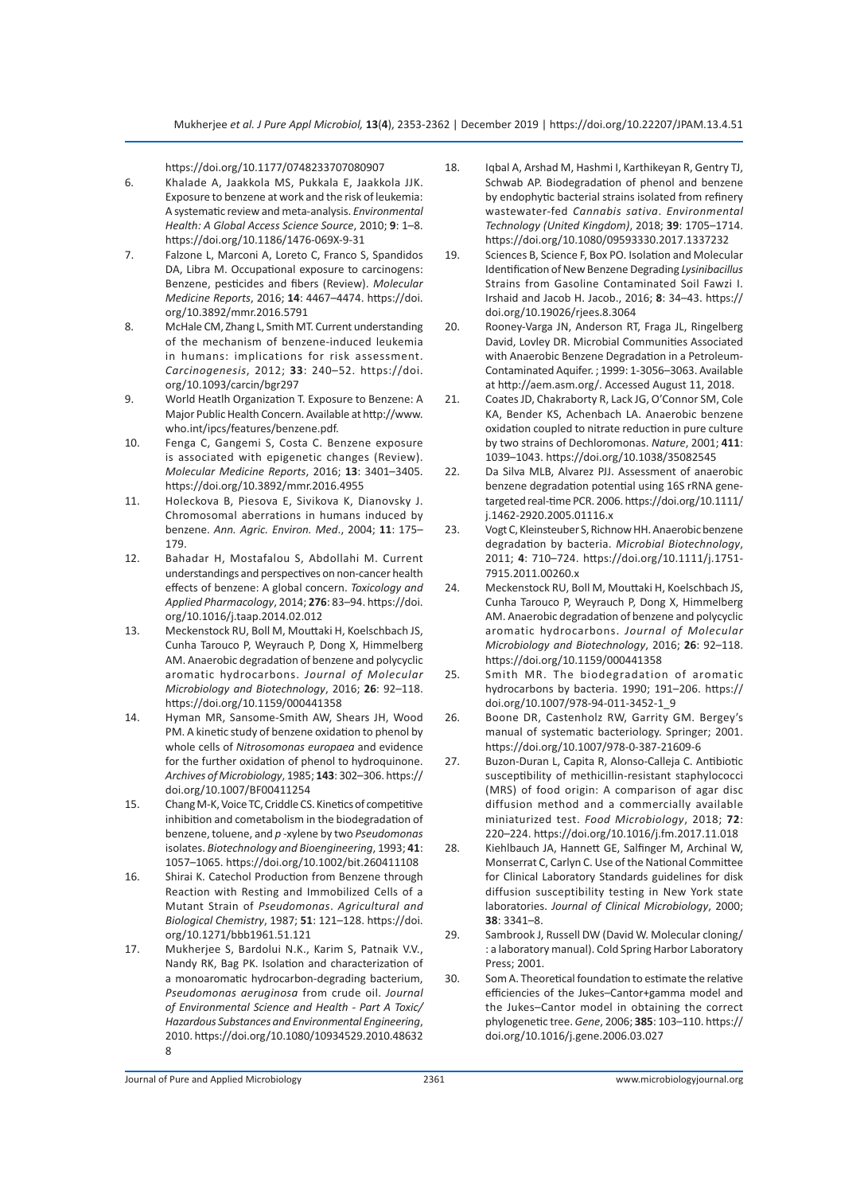https://doi.org/10.1177/0748233707080907

6. Khalade A, Jaakkola MS, Pukkala E, Jaakkola JJK. Exposure to benzene at work and the risk of leukemia: A systematic review and meta-analysis. *Environmental Health: A Global Access Science Source*, 2010; **9**: 1–8. https://doi.org/10.1186/1476-069X-9-31
7. Falzone L, Marconi A, Loreto C, Franco S, Spandidos DA, Libra M. Occupational exposure to carcinogens: Benzene, pesticides and fibers (Review). *Molecular Medicine Reports*, 2016; **14**: 4467–4474. https://doi.org/10.3892/mmr.2016.5791
8. McHale CM, Zhang L, Smith MT. Current understanding of the mechanism of benzene-induced leukemia in humans: implications for risk assessment. *Carcinogenesis*, 2012; **33**: 240–52. https://doi.org/10.1093/carcin/bgr297
9. World Heatlh Organization T. Exposure to Benzene: A Major Public Health Concern. Available at http://www.who.int/ipcs/features/benzene.pdf.
10. Fenga C, Gangemi S, Costa C. Benzene exposure is associated with epigenetic changes (Review). *Molecular Medicine Reports*, 2016; **13**: 3401–3405. https://doi.org/10.3892/mmr.2016.4955
11. Holeckova B, Piesova E, Sivikova K, Dianovsky J. Chromosomal aberrations in humans induced by benzene. *Ann. Agric. Environ. Med.*, 2004; **11**: 175–179.
12. Bahadar H, Mostafalou S, Abdollahi M. Current understandings and perspectives on non-cancer health effects of benzene: A global concern. *Toxicology and Applied Pharmacology*, 2014; **276**: 83–94. https://doi.org/10.1016/j.taap.2014.02.012
13. Meckenstock RU, Boll M, Mouttaki H, Koelschbach JS, Cunha Tarouco P, Weyrauch P, Dong X, Himmelberg AM. Anaerobic degradation of benzene and polycyclic aromatic hydrocarbons. *Journal of Molecular Microbiology and Biotechnology*, 2016; **26**: 92–118. https://doi.org/10.1159/000441358
14. Hyman MR, Sansome-Smith AW, Shears JH, Wood PM. A kinetic study of benzene oxidation to phenol by whole cells of *Nitrosomonas europaea* and evidence for the further oxidation of phenol to hydroquinone. *Archives of Microbiology*, 1985; **143**: 302–306. https://doi.org/10.1007/BF00411254
15. Chang M-K, Voice TC, Criddle CS. Kinetics of competitive inhibition and cometabolism in the biodegradation of benzene, toluene, and *p*-xylene by two *Pseudomonas* isolates. *Biotechnology and Bioengineering*, 1993; **41**: 1057–1065. https://doi.org/10.1002/bit.260411108
16. Shirai K. Catechol Production from Benzene through Reaction with Resting and Immobilized Cells of a Mutant Strain of *Pseudomonas*. *Agricultural and Biological Chemistry*, 1987; **51**: 121–128. https://doi.org/10.1271/bbb1961.51.121
17. Mukherjee S, Bardolui N.K., Karim S, Patnaik V.V., Nandy RK, Bag PK. Isolation and characterization of a monoaromatic hydrocarbon-degrading bacterium, *Pseudomonas aeruginosa* from crude oil. *Journal of Environmental Science and Health - Part A Toxic/Hazardous Substances and Environmental Engineering*, 2010. https://doi.org/10.1080/10934529.2010.486328
18. Iqbal A, Arshad M, Hashmi I, Karthikeyan R, Gentry TJ, Schwab AP. Biodegradation of phenol and benzene by endophytic bacterial strains isolated from refinery wastewater-fed *Cannabis sativa*. *Environmental Technology (United Kingdom)*, 2018; **39**: 1705–1714. https://doi.org/10.1080/09593330.2017.1337232
19. Sciences B, Science F, Box PO. Isolation and Molecular Identification of New Benzene Degrading *Lysinibacillus* Strains from Gasoline Contaminated Soil Fawzi I. Irshaid and Jacob H. Jacob., 2016; **8**: 34–43. https://doi.org/10.19026/rjees.8.3064
20. Rooney-Varga JN, Anderson RT, Fraga JL, Ringelberg David, Lovley DR. Microbial Communities Associated with Anaerobic Benzene Degradation in a Petroleum-Contaminated Aquifer. ; 1999: 1-3056–3063. Available at http://aem.asm.org/. Accessed August 11, 2018.
21. Coates JD, Chakraborty R, Lack JG, O'Connor SM, Cole KA, Bender KS, Achenbach LA. Anaerobic benzene oxidation coupled to nitrate reduction in pure culture by two strains of Dechloromonas. *Nature*, 2001; **411**: 1039–1043. https://doi.org/10.1038/35082545
22. Da Silva MLB, Alvarez PJJ. Assessment of anaerobic benzene degradation potential using 16S rRNA gene-targeted real-time PCR. 2006. https://doi.org/10.1111/j.1462-2920.2005.01116.x
23. Vogt C, Kleinsteuber S, Richnow HH. Anaerobic benzene degradation by bacteria. *Microbial Biotechnology*, 2011; **4**: 710–724. https://doi.org/10.1111/j.1751-7915.2011.00260.x
24. Meckenstock RU, Boll M, Mouttaki H, Koelschbach JS, Cunha Tarouco P, Weyrauch P, Dong X, Himmelberg AM. Anaerobic degradation of benzene and polycyclic aromatic hydrocarbons. *Journal of Molecular Microbiology and Biotechnology*, 2016; **26**: 92–118. https://doi.org/10.1159/000441358
25. Smith MR. The biodegradation of aromatic hydrocarbons by bacteria. 1990; 191–206. https://doi.org/10.1007/978-94-011-3452-1_9
26. Boone DR, Castenholz RW, Garrity GM. Bergey's manual of systematic bacteriology. Springer; 2001. https://doi.org/10.1007/978-0-387-21609-6
27. Buzon-Duran L, Capita R, Alonso-Calleja C. Antibiotic susceptibility of methicillin-resistant staphylococci (MRS) of food origin: A comparison of agar disc diffusion method and a commercially available miniaturized test. *Food Microbiology*, 2018; **72**: 220–224. https://doi.org/10.1016/j.fm.2017.11.018
28. Kiehlbauch JA, Hannett GE, Salfinger M, Archinal W, Monserrat C, Carlyn C. Use of the National Committee for Clinical Laboratory Standards guidelines for disk diffusion susceptibility testing in New York state laboratories. *Journal of Clinical Microbiology*, 2000; **38**: 3341–8.
29. Sambrook J, Russell DW (David W. Molecular cloning/ : a laboratory manual). Cold Spring Harbor Laboratory Press; 2001.
30. Som A. Theoretical foundation to estimate the relative efficiencies of the Jukes–Cantor+gamma model and the Jukes–Cantor model in obtaining the correct phylogenetic tree. *Gene*, 2006; **385**: 103–110. https://doi.org/10.1016/j.gene.2006.03.027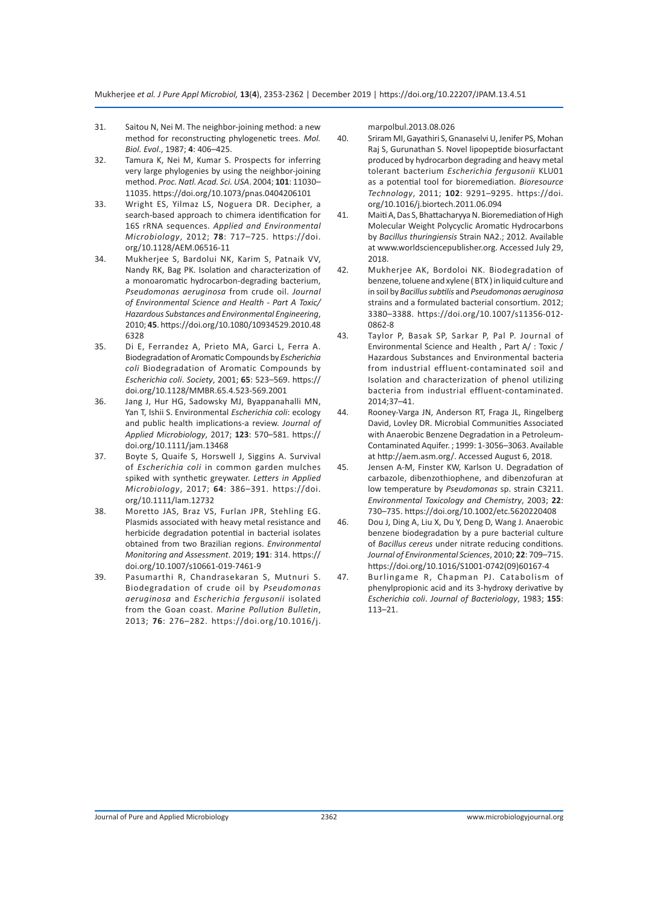31. Saitou N, Nei M. The neighbor-joining method: a new method for reconstructing phylogenetic trees. *Mol. Biol. Evol*., 1987; **4**: 406–425.
32. Tamura K, Nei M, Kumar S. Prospects for inferring very large phylogenies by using the neighbor-joining method. *Proc. Natl. Acad. Sci. USA*. 2004; **101**: 11030–11035. https://doi.org/10.1073/pnas.0404206101
33. Wright ES, Yilmaz LS, Noguera DR. Decipher, a search-based approach to chimera identification for 16S rRNA sequences. *Applied and Environmental Microbiology*, 2012; **78**: 717–725. https://doi.org/10.1128/AEM.06516-11
34. Mukherjee S, Bardolui NK, Karim S, Patnaik VV, Nandy RK, Bag PK. Isolation and characterization of a monoaromatic hydrocarbon-degrading bacterium, *Pseudomonas aeruginosa* from crude oil. *Journal of Environmental Science and Health - Part A Toxic/Hazardous Substances and Environmental Engineering*, 2010; **45**. https://doi.org/10.1080/10934529.2010.486328
35. Di E, Ferrandez A, Prieto MA, Garci L, Ferra A. Biodegradation of Aromatic Compounds by *Escherichia coli* Biodegradation of Aromatic Compounds by *Escherichia coli*. *Society*, 2001; **65**: 523–569. https://doi.org/10.1128/MMBR.65.4.523-569.2001
36. Jang J, Hur HG, Sadowsky MJ, Byappanahalli MN, Yan T, Ishii S. Environmental *Escherichia coli*: ecology and public health implications-a review. *Journal of Applied Microbiology*, 2017; **123**: 570–581. https://doi.org/10.1111/jam.13468
37. Boyte S, Quaife S, Horswell J, Siggins A. Survival of *Escherichia coli* in common garden mulches spiked with synthetic greywater. *Letters in Applied Microbiology*, 2017; **64**: 386–391. https://doi.org/10.1111/lam.12732
38. Moretto JAS, Braz VS, Furlan JPR, Stehling EG. Plasmids associated with heavy metal resistance and herbicide degradation potential in bacterial isolates obtained from two Brazilian regions. *Environmental Monitoring and Assessment*. 2019; **191**: 314. https://doi.org/10.1007/s10661-019-7461-9
39. Pasumarthi R, Chandrasekaran S, Mutnuri S. Biodegradation of crude oil by *Pseudomonas aeruginosa* and *Escherichia fergusonii* isolated from the Goan coast. *Marine Pollution Bulletin*, 2013; **76**: 276–282. https://doi.org/10.1016/j.marpolbul.2013.08.026
40. Sriram MI, Gayathiri S, Gnanaselvi U, Jenifer PS, Mohan Raj S, Gurunathan S. Novel lipopeptide biosurfactant produced by hydrocarbon degrading and heavy metal tolerant bacterium *Escherichia fergusonii* KLU01 as a potential tool for bioremediation. *Bioresource Technology*, 2011; **102**: 9291–9295. https://doi.org/10.1016/j.biortech.2011.06.094
41. Maiti A, Das S, Bhattacharyya N. Bioremediation of High Molecular Weight Polycyclic Aromatic Hydrocarbons by *Bacillus thuringiensis* Strain NA2.; 2012. Available at www.worldsciencepublisher.org. Accessed July 29, 2018.
42. Mukherjee AK, Bordoloi NK. Biodegradation of benzene, toluene and xylene ( BTX ) in liquid culture and in soil by *Bacillus subtilis* and *Pseudomonas aeruginosa* strains and a formulated bacterial consortium. 2012; 3380–3388. https://doi.org/10.1007/s11356-012-0862-8
43. Taylor P, Basak SP, Sarkar P, Pal P. Journal of Environmental Science and Health , Part A/ : Toxic / Hazardous Substances and Environmental bacteria from industrial effluent-contaminated soil and Isolation and characterization of phenol utilizing bacteria from industrial effluent-contaminated. 2014;37–41.
44. Rooney-Varga JN, Anderson RT, Fraga JL, Ringelberg David, Lovley DR. Microbial Communities Associated with Anaerobic Benzene Degradation in a Petroleum-Contaminated Aquifer. ; 1999: 1-3056–3063. Available at http://aem.asm.org/. Accessed August 6, 2018.
45. Jensen A-M, Finster KW, Karlson U. Degradation of carbazole, dibenzothiophene, and dibenzofuran at low temperature by *Pseudomonas* sp. strain C3211. *Environmental Toxicology and Chemistry*, 2003; **22**: 730–735. https://doi.org/10.1002/etc.5620220408
46. Dou J, Ding A, Liu X, Du Y, Deng D, Wang J. Anaerobic benzene biodegradation by a pure bacterial culture of *Bacillus cereus* under nitrate reducing conditions. *Journal of Environmental Sciences*, 2010; **22**: 709–715. https://doi.org/10.1016/S1001-0742(09)60167-4
47. Burlingame R, Chapman PJ. Catabolism of phenylpropionic acid and its 3-hydroxy derivative by *Escherichia coli*. *Journal of Bacteriology*, 1983; **155**: 113–21.